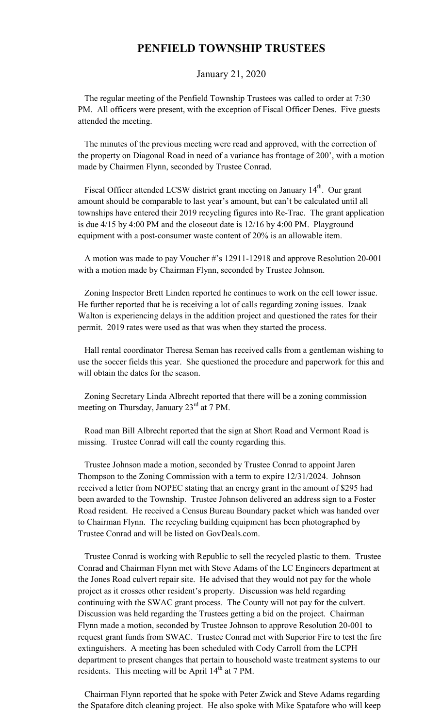# PENFIELD TOWNSHIP TRUSTEES

January 21, 2020

The regular meeting of the Penfield Township Trustees was called to order at 7:30 PM. All officers were present, with the exception of Fiscal Officer Denes. Five guests attended the meeting.

The minutes of the previous meeting were read and approved, with the correction of the property on Diagonal Road in need of a variance has frontage of 200', with a motion made by Chairmen Flynn, seconded by Trustee Conrad.

Fiscal Officer attended LCSW district grant meeting on January 14th. Our grant amount should be comparable to last year's amount, but can't be calculated until all townships have entered their 2019 recycling figures into Re-Trac. The grant application is due 4/15 by 4:00 PM and the closeout date is 12/16 by 4:00 PM. Playground equipment with a post-consumer waste content of 20% is an allowable item.

A motion was made to pay Voucher #'s 12911-12918 and approve Resolution 20-001 with a motion made by Chairman Flynn, seconded by Trustee Johnson.

Zoning Inspector Brett Linden reported he continues to work on the cell tower issue. He further reported that he is receiving a lot of calls regarding zoning issues. Izaak Walton is experiencing delays in the addition project and questioned the rates for their permit. 2019 rates were used as that was when they started the process.

Hall rental coordinator Theresa Seman has received calls from a gentleman wishing to use the soccer fields this year. She questioned the procedure and paperwork for this and will obtain the dates for the season.

Zoning Secretary Linda Albrecht reported that there will be a zoning commission meeting on Thursday, January 23rd at 7 PM.

Road man Bill Albrecht reported that the sign at Short Road and Vermont Road is missing. Trustee Conrad will call the county regarding this.

Trustee Johnson made a motion, seconded by Trustee Conrad to appoint Jaren Thompson to the Zoning Commission with a term to expire 12/31/2024. Johnson received a letter from NOPEC stating that an energy grant in the amount of $295 had been awarded to the Township. Trustee Johnson delivered an address sign to a Foster Road resident. He received a Census Bureau Boundary packet which was handed over to Chairman Flynn. The recycling building equipment has been photographed by Trustee Conrad and will be listed on GovDeals.com.

Trustee Conrad is working with Republic to sell the recycled plastic to them. Trustee Conrad and Chairman Flynn met with Steve Adams of the LC Engineers department at the Jones Road culvert repair site. He advised that they would not pay for the whole project as it crosses other resident's property. Discussion was held regarding continuing with the SWAC grant process. The County will not pay for the culvert. Discussion was held regarding the Trustees getting a bid on the project. Chairman Flynn made a motion, seconded by Trustee Johnson to approve Resolution 20-001 to request grant funds from SWAC. Trustee Conrad met with Superior Fire to test the fire extinguishers. A meeting has been scheduled with Cody Carroll from the LCPH department to present changes that pertain to household waste treatment systems to our residents. This meeting will be April 14th at 7 PM.

Chairman Flynn reported that he spoke with Peter Zwick and Steve Adams regarding the Spatafore ditch cleaning project. He also spoke with Mike Spatafore who will keep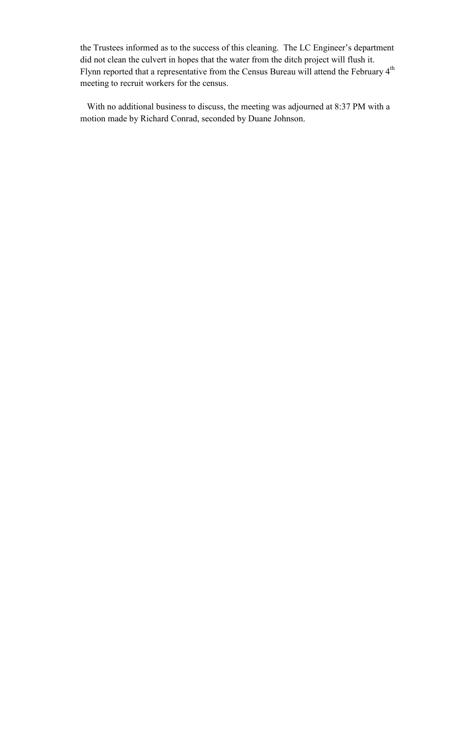the Trustees informed as to the success of this cleaning. The LC Engineer's department did not clean the culvert in hopes that the water from the ditch project will flush it. Flynn reported that a representative from the Census Bureau will attend the February 4th meeting to recruit workers for the census.

With no additional business to discuss, the meeting was adjourned at 8:37 PM with a motion made by Richard Conrad, seconded by Duane Johnson.